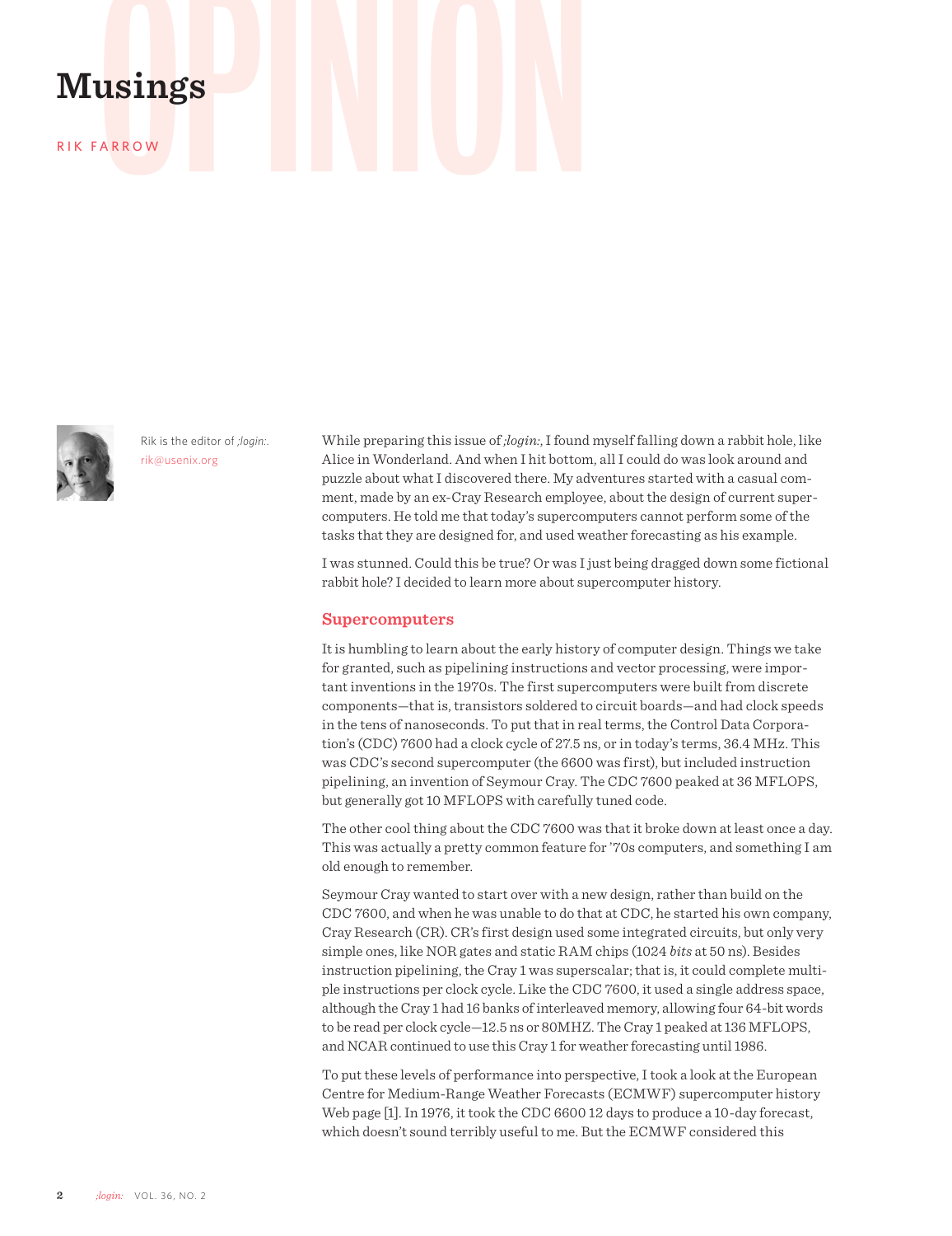# Musings

RIK FARROW

Rik is the editor of *;login:*.
rik@usenix.org

While preparing this issue of *;login:*, I found myself falling down a rabbit hole, like Alice in Wonderland. And when I hit bottom, all I could do was look around and puzzle about what I discovered there. My adventures started with a casual comment, made by an ex-Cray Research employee, about the design of current supercomputers. He told me that today's supercomputers cannot perform some of the tasks that they are designed for, and used weather forecasting as his example.

I was stunned. Could this be true? Or was I just being dragged down some fictional rabbit hole? I decided to learn more about supercomputer history.

## Supercomputers

It is humbling to learn about the early history of computer design. Things we take for granted, such as pipelining instructions and vector processing, were important inventions in the 1970s. The first supercomputers were built from discrete components—that is, transistors soldered to circuit boards—and had clock speeds in the tens of nanoseconds. To put that in real terms, the Control Data Corporation's (CDC) 7600 had a clock cycle of 27.5 ns, or in today's terms, 36.4 MHz. This was CDC's second supercomputer (the 6600 was first), but included instruction pipelining, an invention of Seymour Cray. The CDC 7600 peaked at 36 MFLOPS, but generally got 10 MFLOPS with carefully tuned code.

The other cool thing about the CDC 7600 was that it broke down at least once a day. This was actually a pretty common feature for '70s computers, and something I am old enough to remember.

Seymour Cray wanted to start over with a new design, rather than build on the CDC 7600, and when he was unable to do that at CDC, he started his own company, Cray Research (CR). CR's first design used some integrated circuits, but only very simple ones, like NOR gates and static RAM chips (1024 *bits* at 50 ns). Besides instruction pipelining, the Cray 1 was superscalar; that is, it could complete multiple instructions per clock cycle. Like the CDC 7600, it used a single address space, although the Cray 1 had 16 banks of interleaved memory, allowing four 64-bit words to be read per clock cycle—12.5 ns or 80MHZ. The Cray 1 peaked at 136 MFLOPS, and NCAR continued to use this Cray 1 for weather forecasting until 1986.

To put these levels of performance into perspective, I took a look at the European Centre for Medium-Range Weather Forecasts (ECMWF) supercomputer history Web page [1]. In 1976, it took the CDC 6600 12 days to produce a 10-day forecast, which doesn't sound terribly useful to me. But the ECMWF considered this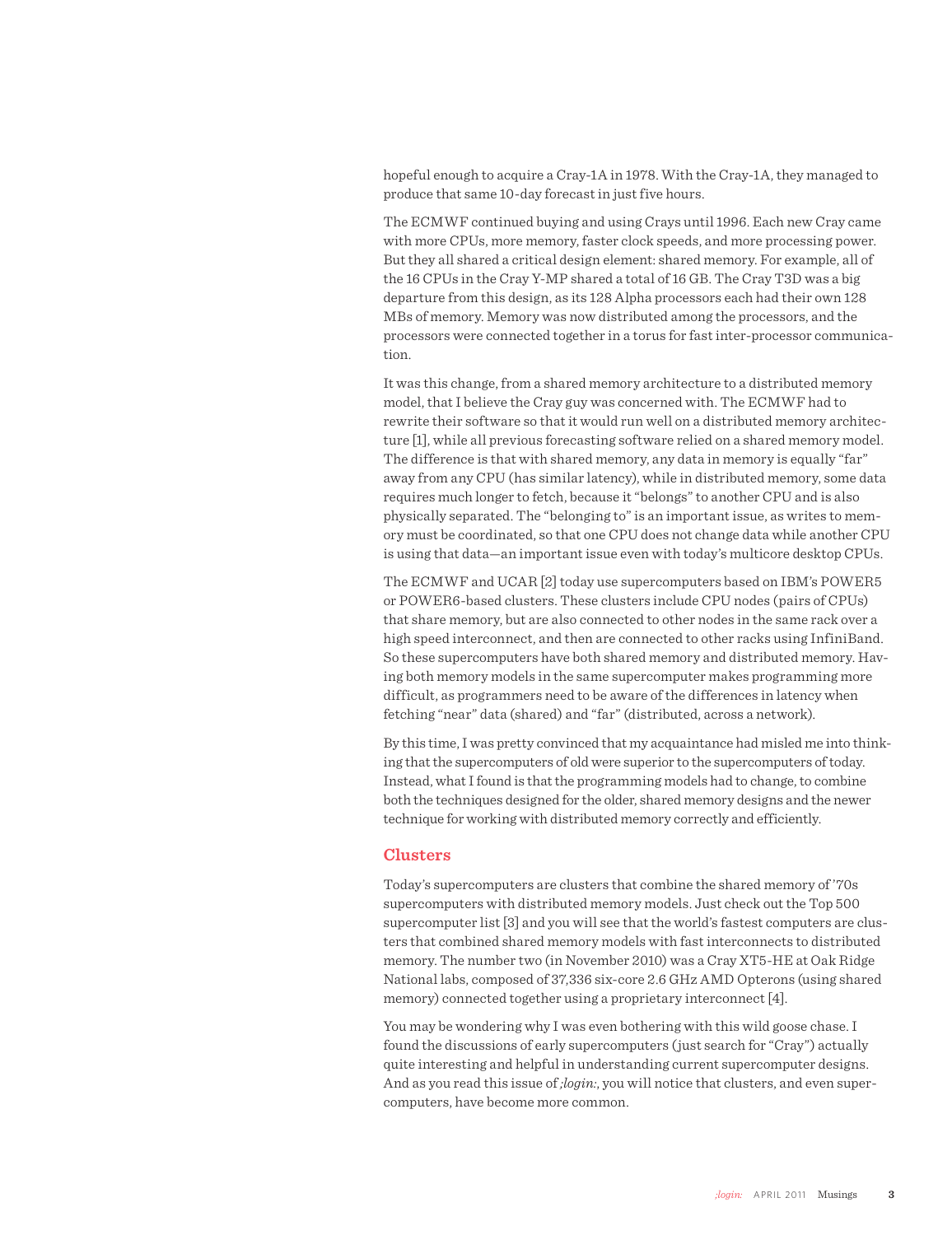hopeful enough to acquire a Cray-1A in 1978. With the Cray-1A, they managed to produce that same 10-day forecast in just five hours.

The ECMWF continued buying and using Crays until 1996. Each new Cray came with more CPUs, more memory, faster clock speeds, and more processing power. But they all shared a critical design element: shared memory. For example, all of the 16 CPUs in the Cray Y-MP shared a total of 16 GB. The Cray T3D was a big departure from this design, as its 128 Alpha processors each had their own 128 MBs of memory. Memory was now distributed among the processors, and the processors were connected together in a torus for fast inter-processor communication.

It was this change, from a shared memory architecture to a distributed memory model, that I believe the Cray guy was concerned with. The ECMWF had to rewrite their software so that it would run well on a distributed memory architecture [1], while all previous forecasting software relied on a shared memory model. The difference is that with shared memory, any data in memory is equally "far" away from any CPU (has similar latency), while in distributed memory, some data requires much longer to fetch, because it "belongs" to another CPU and is also physically separated. The "belonging to" is an important issue, as writes to memory must be coordinated, so that one CPU does not change data while another CPU is using that data—an important issue even with today's multicore desktop CPUs.

The ECMWF and UCAR [2] today use supercomputers based on IBM's POWER5 or POWER6-based clusters. These clusters include CPU nodes (pairs of CPUs) that share memory, but are also connected to other nodes in the same rack over a high speed interconnect, and then are connected to other racks using InfiniBand. So these supercomputers have both shared memory and distributed memory. Having both memory models in the same supercomputer makes programming more difficult, as programmers need to be aware of the differences in latency when fetching "near" data (shared) and "far" (distributed, across a network).

By this time, I was pretty convinced that my acquaintance had misled me into thinking that the supercomputers of old were superior to the supercomputers of today. Instead, what I found is that the programming models had to change, to combine both the techniques designed for the older, shared memory designs and the newer technique for working with distributed memory correctly and efficiently.

## Clusters

Today's supercomputers are clusters that combine the shared memory of '70s supercomputers with distributed memory models. Just check out the Top 500 supercomputer list [3] and you will see that the world's fastest computers are clusters that combined shared memory models with fast interconnects to distributed memory. The number two (in November 2010) was a Cray XT5-HE at Oak Ridge National labs, composed of 37,336 six-core 2.6 GHz AMD Opterons (using shared memory) connected together using a proprietary interconnect [4].

You may be wondering why I was even bothering with this wild goose chase. I found the discussions of early supercomputers (just search for "Cray") actually quite interesting and helpful in understanding current supercomputer designs. And as you read this issue of *;login:*, you will notice that clusters, and even supercomputers, have become more common.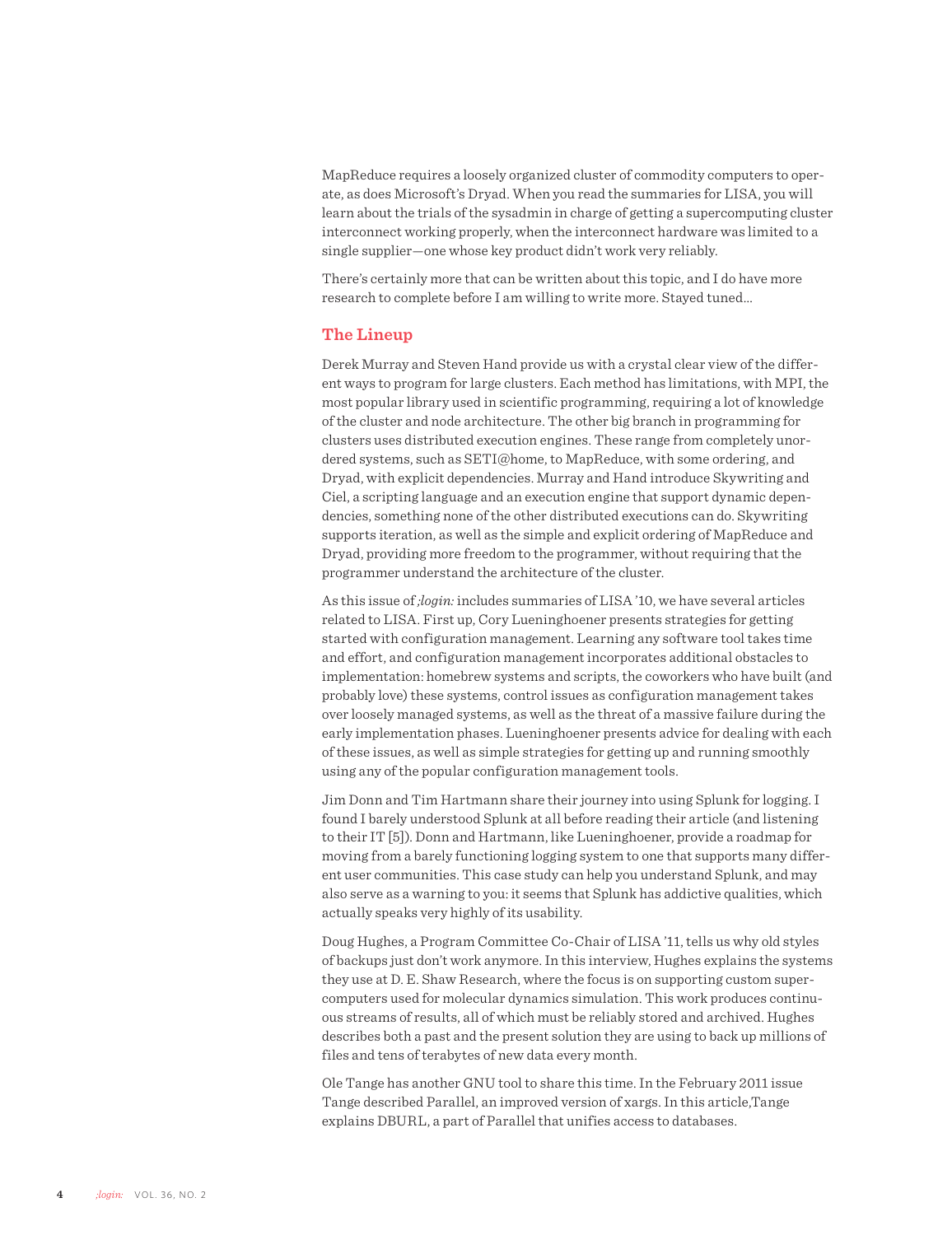MapReduce requires a loosely organized cluster of commodity computers to operate, as does Microsoft's Dryad. When you read the summaries for LISA, you will learn about the trials of the sysadmin in charge of getting a supercomputing cluster interconnect working properly, when the interconnect hardware was limited to a single supplier—one whose key product didn't work very reliably.

There's certainly more that can be written about this topic, and I do have more research to complete before I am willing to write more. Stayed tuned...

## The Lineup

Derek Murray and Steven Hand provide us with a crystal clear view of the different ways to program for large clusters. Each method has limitations, with MPI, the most popular library used in scientific programming, requiring a lot of knowledge of the cluster and node architecture. The other big branch in programming for clusters uses distributed execution engines. These range from completely unordered systems, such as SETI@home, to MapReduce, with some ordering, and Dryad, with explicit dependencies. Murray and Hand introduce Skywriting and Ciel, a scripting language and an execution engine that support dynamic dependencies, something none of the other distributed executions can do. Skywriting supports iteration, as well as the simple and explicit ordering of MapReduce and Dryad, providing more freedom to the programmer, without requiring that the programmer understand the architecture of the cluster.

As this issue of *;login:* includes summaries of LISA '10, we have several articles related to LISA. First up, Cory Lueninghoener presents strategies for getting started with configuration management. Learning any software tool takes time and effort, and configuration management incorporates additional obstacles to implementation: homebrew systems and scripts, the coworkers who have built (and probably love) these systems, control issues as configuration management takes over loosely managed systems, as well as the threat of a massive failure during the early implementation phases. Lueninghoener presents advice for dealing with each of these issues, as well as simple strategies for getting up and running smoothly using any of the popular configuration management tools.

Jim Donn and Tim Hartmann share their journey into using Splunk for logging. I found I barely understood Splunk at all before reading their article (and listening to their IT [5]). Donn and Hartmann, like Lueninghoener, provide a roadmap for moving from a barely functioning logging system to one that supports many different user communities. This case study can help you understand Splunk, and may also serve as a warning to you: it seems that Splunk has addictive qualities, which actually speaks very highly of its usability.

Doug Hughes, a Program Committee Co-Chair of LISA '11, tells us why old styles of backups just don't work anymore. In this interview, Hughes explains the systems they use at D. E. Shaw Research, where the focus is on supporting custom supercomputers used for molecular dynamics simulation. This work produces continuous streams of results, all of which must be reliably stored and archived. Hughes describes both a past and the present solution they are using to back up millions of files and tens of terabytes of new data every month.

Ole Tange has another GNU tool to share this time. In the February 2011 issue Tange described Parallel, an improved version of xargs. In this article,Tange explains DBURL, a part of Parallel that unifies access to databases.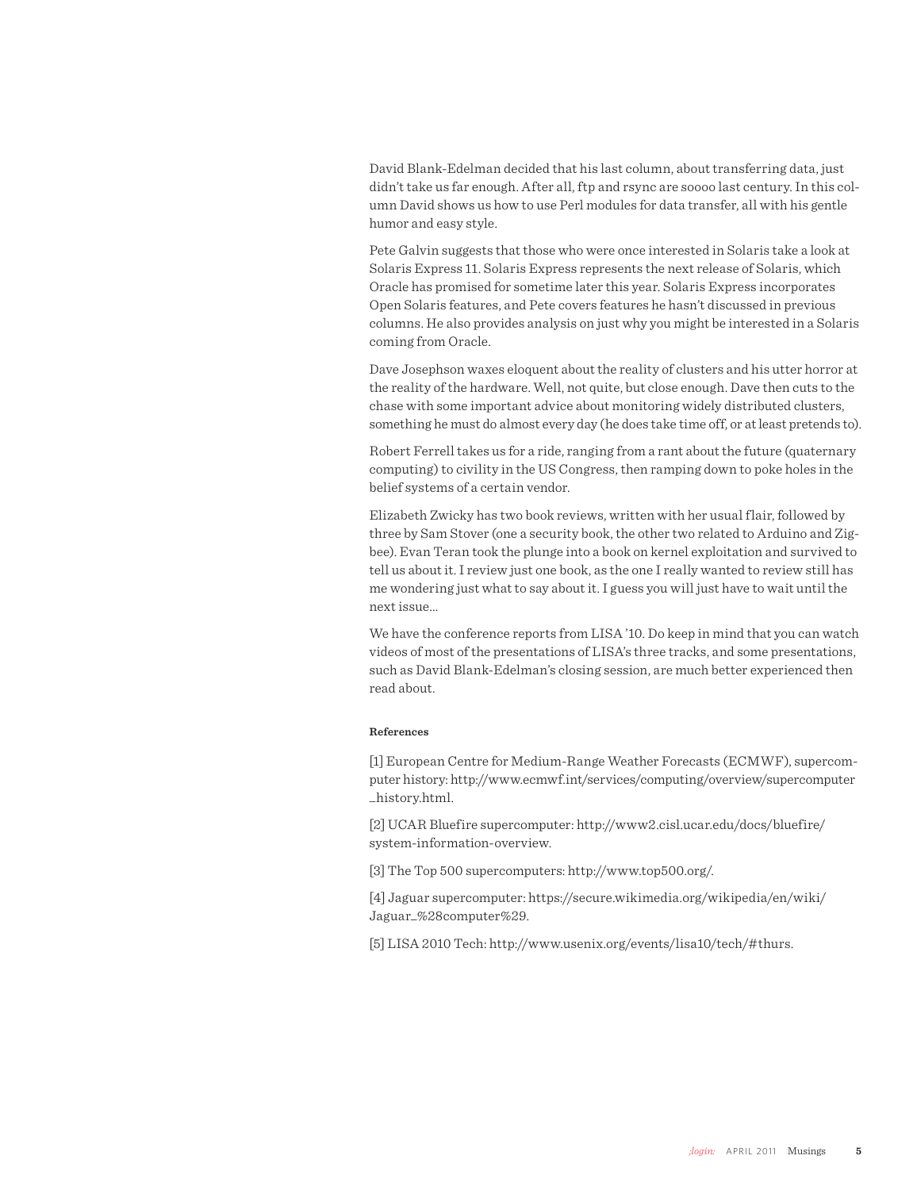David Blank-Edelman decided that his last column, about transferring data, just didn't take us far enough. After all, ftp and rsync are soooo last century. In this column David shows us how to use Perl modules for data transfer, all with his gentle humor and easy style.

Pete Galvin suggests that those who were once interested in Solaris take a look at Solaris Express 11. Solaris Express represents the next release of Solaris, which Oracle has promised for sometime later this year. Solaris Express incorporates Open Solaris features, and Pete covers features he hasn't discussed in previous columns. He also provides analysis on just why you might be interested in a Solaris coming from Oracle.

Dave Josephson waxes eloquent about the reality of clusters and his utter horror at the reality of the hardware. Well, not quite, but close enough. Dave then cuts to the chase with some important advice about monitoring widely distributed clusters, something he must do almost every day (he does take time off, or at least pretends to).

Robert Ferrell takes us for a ride, ranging from a rant about the future (quaternary computing) to civility in the US Congress, then ramping down to poke holes in the belief systems of a certain vendor.

Elizabeth Zwicky has two book reviews, written with her usual flair, followed by three by Sam Stover (one a security book, the other two related to Arduino and Zigbee). Evan Teran took the plunge into a book on kernel exploitation and survived to tell us about it. I review just one book, as the one I really wanted to review still has me wondering just what to say about it. I guess you will just have to wait until the next issue...

We have the conference reports from LISA '10. Do keep in mind that you can watch videos of most of the presentations of LISA's three tracks, and some presentations, such as David Blank-Edelman's closing session, are much better experienced then read about.

#### References

[1] European Centre for Medium-Range Weather Forecasts (ECMWF), supercomputer history: http://www.ecmwf.int/services/computing/overview/supercomputer_history.html.

[2] UCAR Bluefire supercomputer: http://www2.cisl.ucar.edu/docs/bluefire/system-information-overview.

[3] The Top 500 supercomputers: http://www.top500.org/.

[4] Jaguar supercomputer: https://secure.wikimedia.org/wikipedia/en/wiki/Jaguar_%28computer%29.

[5] LISA 2010 Tech: http://www.usenix.org/events/lisa10/tech/#thurs.